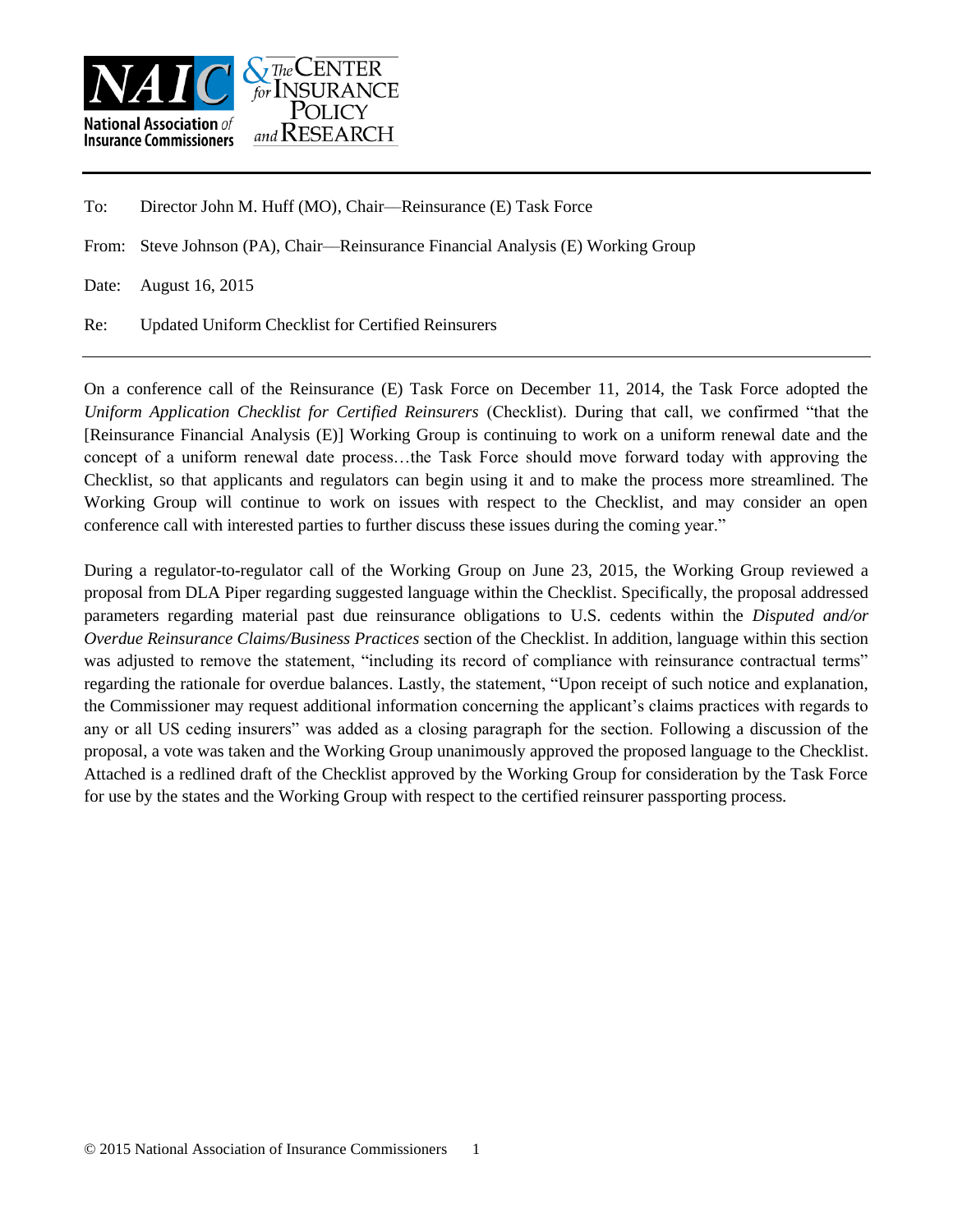NAIC National Association of Insurance Commissioners & The Center for Insurance Policy and Research

To: Director John M. Huff (MO), Chair—Reinsurance (E) Task Force

From: Steve Johnson (PA), Chair—Reinsurance Financial Analysis (E) Working Group

Date: August 16, 2015

Re: Updated Uniform Checklist for Certified Reinsurers

---

On a conference call of the Reinsurance (E) Task Force on December 11, 2014, the Task Force adopted the *Uniform Application Checklist for Certified Reinsurers* (Checklist). During that call, we confirmed "that the [Reinsurance Financial Analysis (E)] Working Group is continuing to work on a uniform renewal date and the concept of a uniform renewal date process…the Task Force should move forward today with approving the Checklist, so that applicants and regulators can begin using it and to make the process more streamlined. The Working Group will continue to work on issues with respect to the Checklist, and may consider an open conference call with interested parties to further discuss these issues during the coming year."

During a regulator-to-regulator call of the Working Group on June 23, 2015, the Working Group reviewed a proposal from DLA Piper regarding suggested language within the Checklist. Specifically, the proposal addressed parameters regarding material past due reinsurance obligations to U.S. cedents within the *Disputed and/or Overdue Reinsurance Claims/Business Practices* section of the Checklist. In addition, language within this section was adjusted to remove the statement, "including its record of compliance with reinsurance contractual terms" regarding the rationale for overdue balances. Lastly, the statement, "Upon receipt of such notice and explanation, the Commissioner may request additional information concerning the applicant's claims practices with regards to any or all US ceding insurers" was added as a closing paragraph for the section. Following a discussion of the proposal, a vote was taken and the Working Group unanimously approved the proposed language to the Checklist. Attached is a redlined draft of the Checklist approved by the Working Group for consideration by the Task Force for use by the states and the Working Group with respect to the certified reinsurer passporting process.

© 2015 National Association of Insurance Commissioners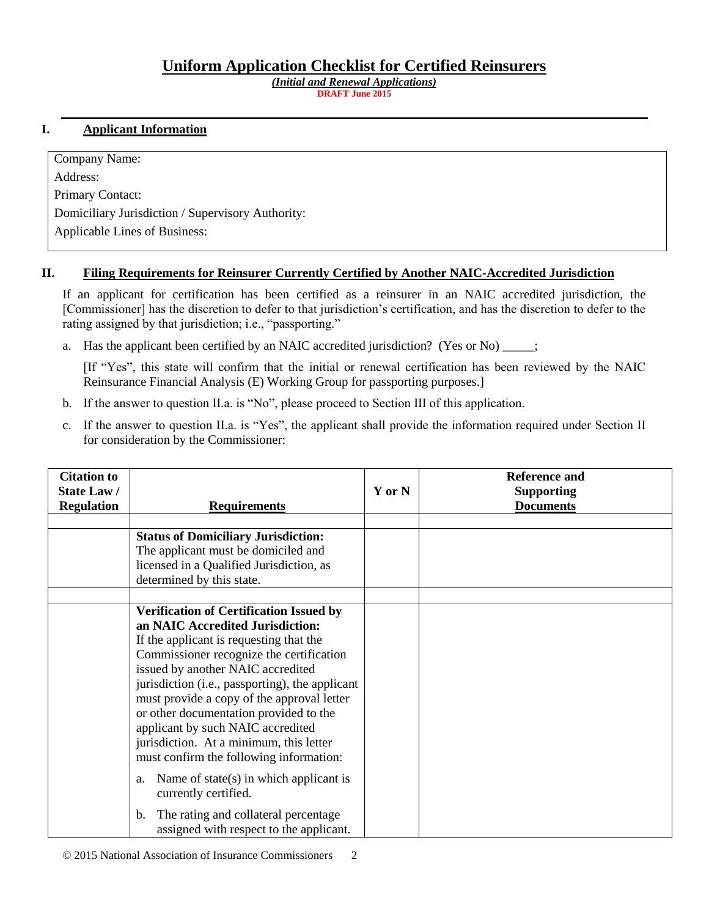# Uniform Application Checklist for Certified Reinsurers

***(Initial and Renewal Applications)***

**DRAFT June 2015**

## I. Applicant Information

| |
|---|
| Company Name: |
| Address: |
| Primary Contact: |
| Domiciliary Jurisdiction / Supervisory Authority: |
| Applicable Lines of Business: |

## II. Filing Requirements for Reinsurer Currently Certified by Another NAIC-Accredited Jurisdiction

If an applicant for certification has been certified as a reinsurer in an NAIC accredited jurisdiction, the [Commissioner] has the discretion to defer to that jurisdiction's certification, and has the discretion to defer to the rating assigned by that jurisdiction; i.e., "passporting."

a. Has the applicant been certified by an NAIC accredited jurisdiction? (Yes or No) _____;

   [If "Yes", this state will confirm that the initial or renewal certification has been reviewed by the NAIC Reinsurance Financial Analysis (E) Working Group for passporting purposes.]

b. If the answer to question II.a. is "No", please proceed to Section III of this application.

c. If the answer to question II.a. is "Yes", the applicant shall provide the information required under Section II for consideration by the Commissioner:

| Citation to State Law / Regulation | Requirements | Y or N | Reference and Supporting Documents |
|---|---|---|---|
| | | | |
| | **Status of Domiciliary Jurisdiction:** The applicant must be domiciled and licensed in a Qualified Jurisdiction, as determined by this state. | | |
| | | | |
| | **Verification of Certification Issued by an NAIC Accredited Jurisdiction:** If the applicant is requesting that the Commissioner recognize the certification issued by another NAIC accredited jurisdiction (i.e., passporting), the applicant must provide a copy of the approval letter or other documentation provided to the applicant by such NAIC accredited jurisdiction. At a minimum, this letter must confirm the following information:<br>a. Name of state(s) in which applicant is currently certified.<br>b. The rating and collateral percentage assigned with respect to the applicant. | | |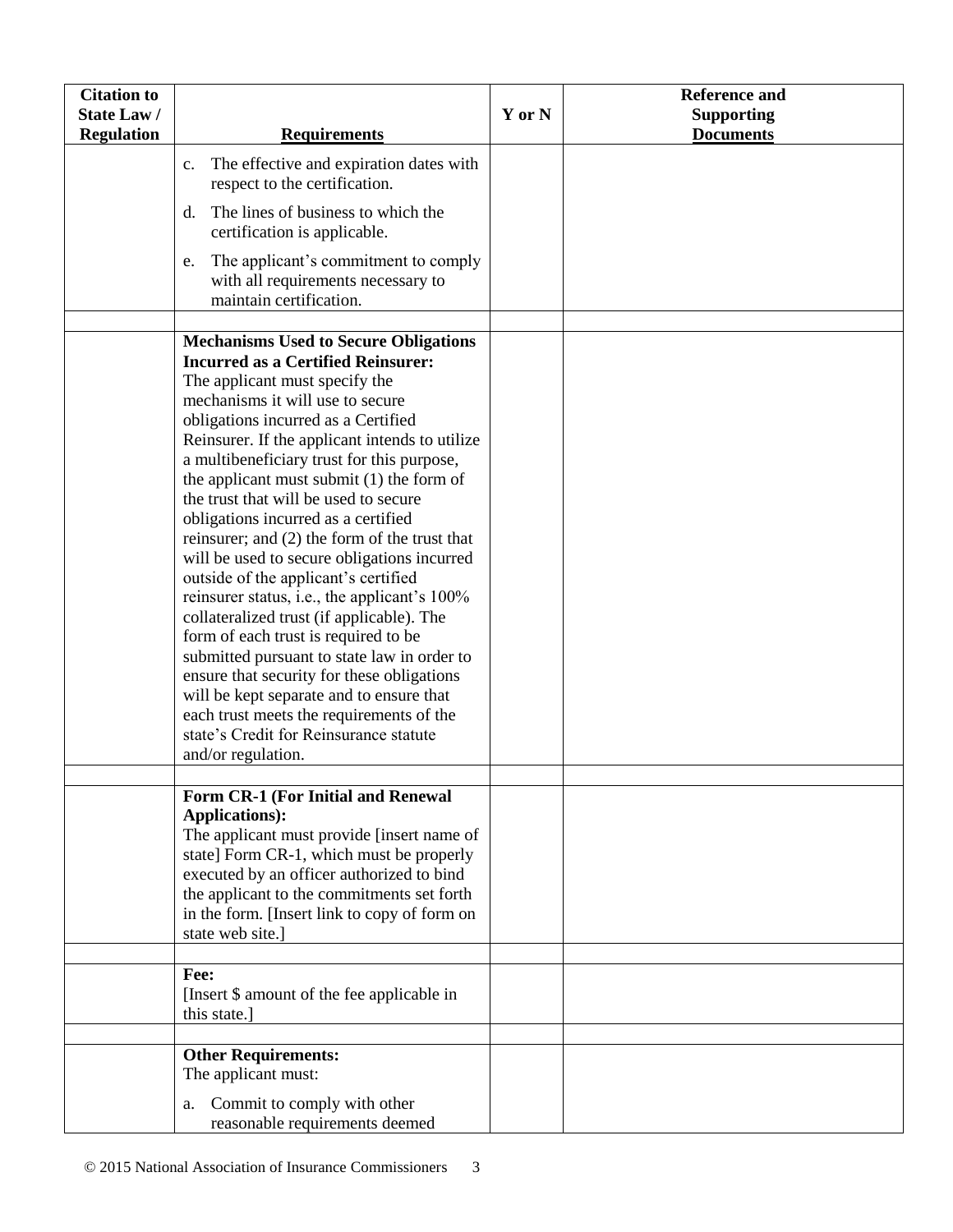| Citation to State Law / Regulation | Requirements | Y or N | Reference and Supporting Documents |
|---|---|---|---|
| | c. The effective and expiration dates with respect to the certification.<br><br>d. The lines of business to which the certification is applicable.<br><br>e. The applicant's commitment to comply with all requirements necessary to maintain certification. | | |
| | | | |
| | **Mechanisms Used to Secure Obligations Incurred as a Certified Reinsurer:**<br>The applicant must specify the mechanisms it will use to secure obligations incurred as a Certified Reinsurer. If the applicant intends to utilize a multibeneficiary trust for this purpose, the applicant must submit (1) the form of the trust that will be used to secure obligations incurred as a certified reinsurer; and (2) the form of the trust that will be used to secure obligations incurred outside of the applicant's certified reinsurer status, i.e., the applicant's 100% collateralized trust (if applicable). The form of each trust is required to be submitted pursuant to state law in order to ensure that security for these obligations will be kept separate and to ensure that each trust meets the requirements of the state's Credit for Reinsurance statute and/or regulation. | | |
| | | | |
| | **Form CR-1 (For Initial and Renewal Applications):**<br>The applicant must provide [insert name of state] Form CR-1, which must be properly executed by an officer authorized to bind the applicant to the commitments set forth in the form. [Insert link to copy of form on state web site.] | | |
| | | | |
| | **Fee:**<br>[Insert $ amount of the fee applicable in this state.] | | |
| | | | |
| | **Other Requirements:**<br>The applicant must:<br><br>a. Commit to comply with other reasonable requirements deemed | | |

© 2015 National Association of Insurance Commissioners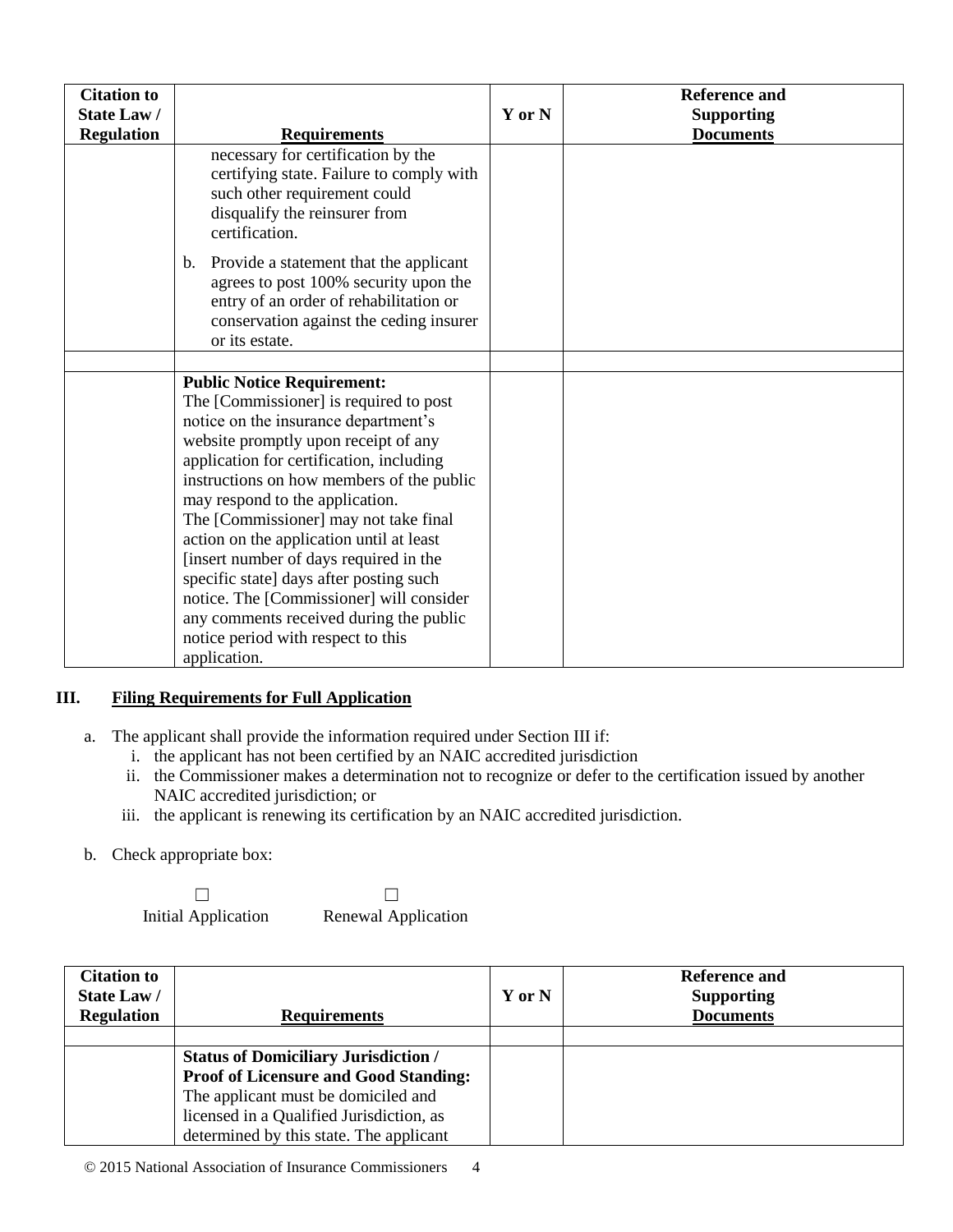| Citation to State Law / Regulation | Requirements | Y or N | Reference and Supporting Documents |
|---|---|---|---|
| | necessary for certification by the certifying state. Failure to comply with such other requirement could disqualify the reinsurer from certification.<br><br>b. Provide a statement that the applicant agrees to post 100% security upon the entry of an order of rehabilitation or conservation against the ceding insurer or its estate. | | |
| | | | |
| | **Public Notice Requirement:**<br>The [Commissioner] is required to post notice on the insurance department's website promptly upon receipt of any application for certification, including instructions on how members of the public may respond to the application.<br>The [Commissioner] may not take final action on the application until at least [insert number of days required in the specific state] days after posting such notice. The [Commissioner] will consider any comments received during the public notice period with respect to this application. | | |

## III. Filing Requirements for Full Application

a. The applicant shall provide the information required under Section III if:
   i. the applicant has not been certified by an NAIC accredited jurisdiction
   ii. the Commissioner makes a determination not to recognize or defer to the certification issued by another NAIC accredited jurisdiction; or
   iii. the applicant is renewing its certification by an NAIC accredited jurisdiction.

b. Check appropriate box:

☐ Initial Application ☐ Renewal Application

| Citation to State Law / Regulation | Requirements | Y or N | Reference and Supporting Documents |
|---|---|---|---|
| | | | |
| | **Status of Domiciliary Jurisdiction / Proof of Licensure and Good Standing:**<br>The applicant must be domiciled and licensed in a Qualified Jurisdiction, as determined by this state. The applicant | | |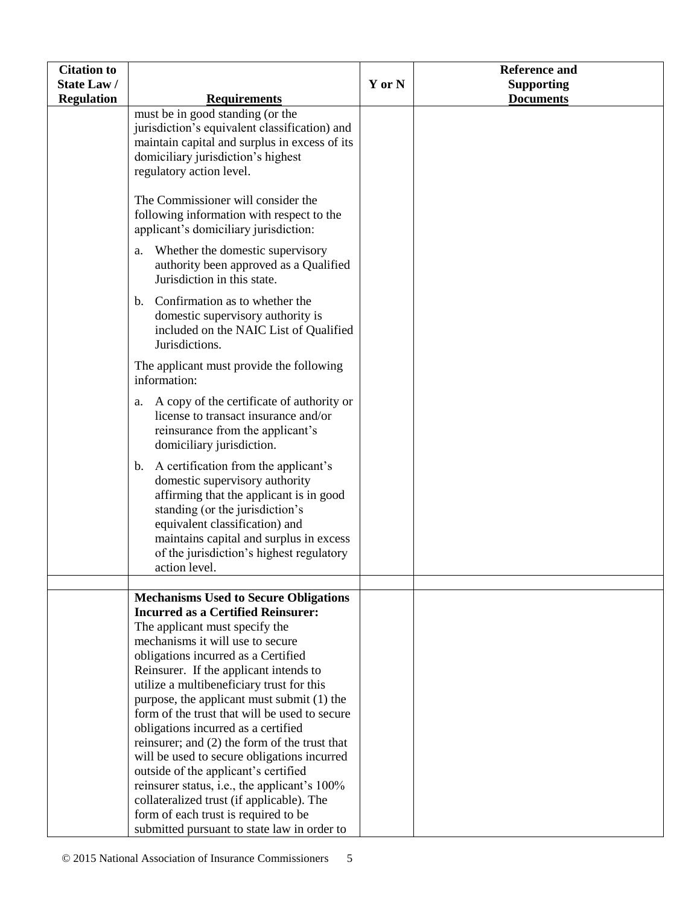| Citation to State Law / Regulation | Requirements | Y or N | Reference and Supporting Documents |
|---|---|---|---|
| | must be in good standing (or the jurisdiction's equivalent classification) and maintain capital and surplus in excess of its domiciliary jurisdiction's highest regulatory action level.<br><br>The Commissioner will consider the following information with respect to the applicant's domiciliary jurisdiction:<br><br>a. Whether the domestic supervisory authority been approved as a Qualified Jurisdiction in this state.<br><br>b. Confirmation as to whether the domestic supervisory authority is included on the NAIC List of Qualified Jurisdictions.<br><br>The applicant must provide the following information:<br><br>a. A copy of the certificate of authority or license to transact insurance and/or reinsurance from the applicant's domiciliary jurisdiction.<br><br>b. A certification from the applicant's domestic supervisory authority affirming that the applicant is in good standing (or the jurisdiction's equivalent classification) and maintains capital and surplus in excess of the jurisdiction's highest regulatory action level. | | |
| | | | |
| | **Mechanisms Used to Secure Obligations Incurred as a Certified Reinsurer:** The applicant must specify the mechanisms it will use to secure obligations incurred as a Certified Reinsurer. If the applicant intends to utilize a multibeneficiary trust for this purpose, the applicant must submit (1) the form of the trust that will be used to secure obligations incurred as a certified reinsurer; and (2) the form of the trust that will be used to secure obligations incurred outside of the applicant's certified reinsurer status, i.e., the applicant's 100% collateralized trust (if applicable). The form of each trust is required to be submitted pursuant to state law in order to | | |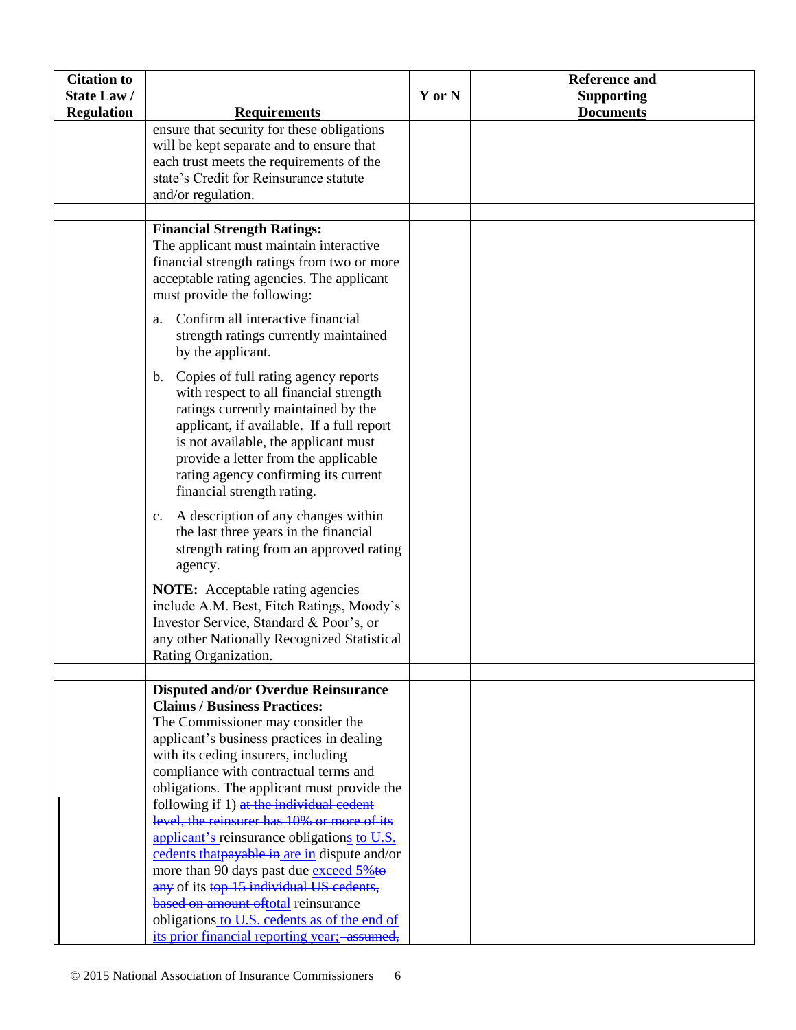| Citation to State Law / Regulation | Requirements | Y or N | Reference and Supporting Documents |
|---|---|---|---|
| | ensure that security for these obligations will be kept separate and to ensure that each trust meets the requirements of the state's Credit for Reinsurance statute and/or regulation. | | |
| | | | |
| | **Financial Strength Ratings:** The applicant must maintain interactive financial strength ratings from two or more acceptable rating agencies. The applicant must provide the following: <br><br> a. Confirm all interactive financial strength ratings currently maintained by the applicant. <br><br> b. Copies of full rating agency reports with respect to all financial strength ratings currently maintained by the applicant, if available. If a full report is not available, the applicant must provide a letter from the applicable rating agency confirming its current financial strength rating. <br><br> c. A description of any changes within the last three years in the financial strength rating from an approved rating agency. <br><br> **NOTE:** Acceptable rating agencies include A.M. Best, Fitch Ratings, Moody's Investor Service, Standard & Poor's, or any other Nationally Recognized Statistical Rating Organization. | | |
| | | | |
| | **Disputed and/or Overdue Reinsurance Claims / Business Practices:** The Commissioner may consider the applicant's business practices in dealing with its ceding insurers, including compliance with contractual terms and obligations. The applicant must provide the following if 1) ~~at the individual cedent level, the reinsurer has 10% or more of its~~ applicant's reinsurance obligations to U.S. cedents that~~payable in~~ are in dispute and/or more than 90 days past due exceed 5%~~to any~~ of its ~~top 15 individual US cedents, based on amount of~~total reinsurance obligations to U.S. cedents as of the end of its prior financial reporting year; ~~assumed,~~ | | |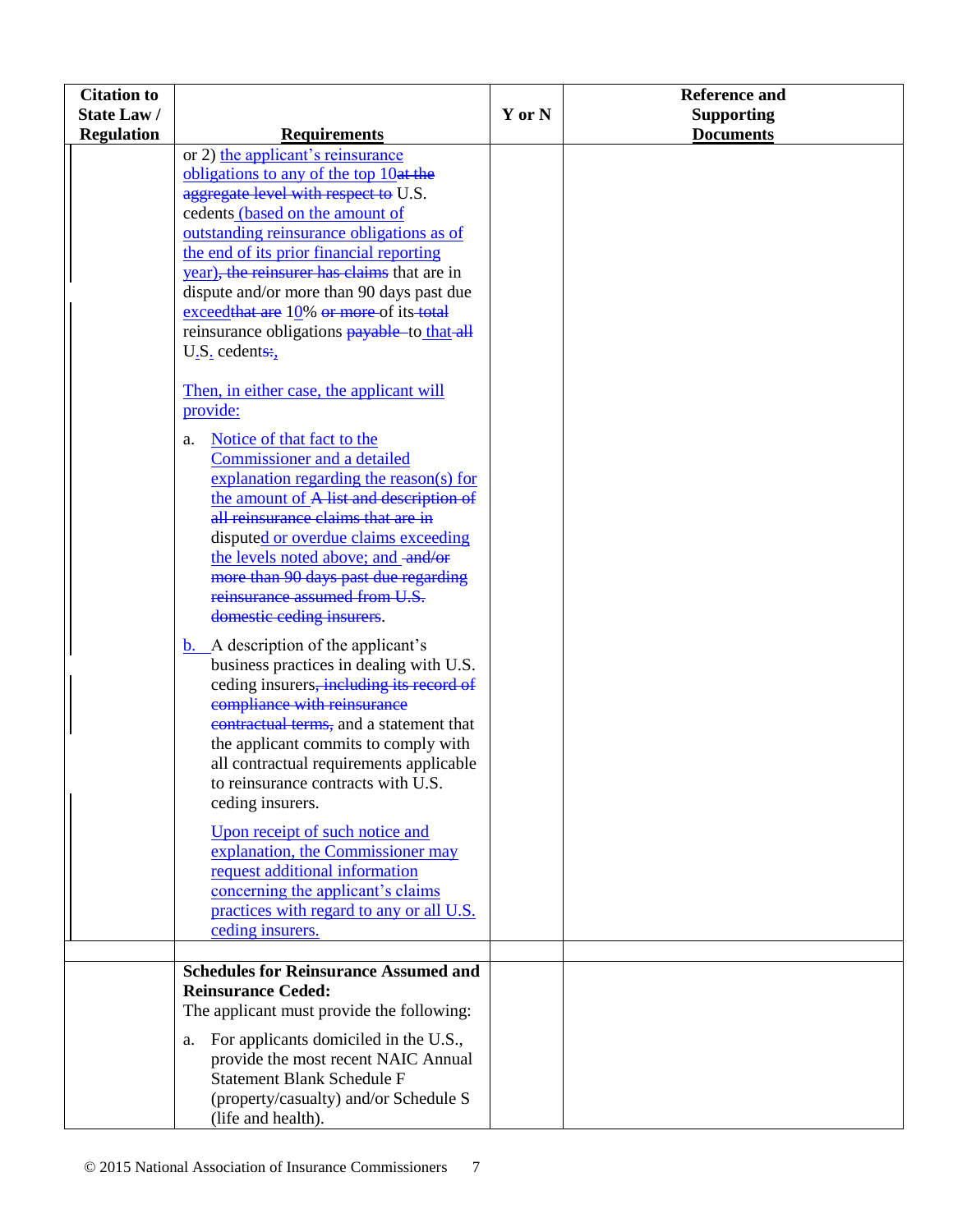| Citation to State Law / Regulation | Requirements | Y or N | Reference and Supporting Documents |
|---|---|---|---|
| | or 2) the applicant's reinsurance obligations to any of the top 10at the aggregate level with respect to U.S. cedents (based on the amount of outstanding reinsurance obligations as of the end of its prior financial reporting year), the reinsurer has claims that are in dispute and/or more than 90 days past due exceedthat are 10% or more of its total reinsurance obligations payable to that all U.S. cedents:,<br><br>Then, in either case, the applicant will provide:<br><br>a. Notice of that fact to the Commissioner and a detailed explanation regarding the reason(s) for the amount of A list and description of all reinsurance claims that are in disputed or overdue claims exceeding the levels noted above; and and/or more than 90 days past due regarding reinsurance assumed from U.S. domestic ceding insurers.<br><br>b. A description of the applicant's business practices in dealing with U.S. ceding insurers, including its record of compliance with reinsurance contractual terms, and a statement that the applicant commits to comply with all contractual requirements applicable to reinsurance contracts with U.S. ceding insurers.<br><br>Upon receipt of such notice and explanation, the Commissioner may request additional information concerning the applicant's claims practices with regard to any or all U.S. ceding insurers. | | |
| | | | |
| | **Schedules for Reinsurance Assumed and Reinsurance Ceded:**<br>The applicant must provide the following:<br><br>a. For applicants domiciled in the U.S., provide the most recent NAIC Annual Statement Blank Schedule F (property/casualty) and/or Schedule S (life and health). | | |

© 2015 National Association of Insurance Commissioners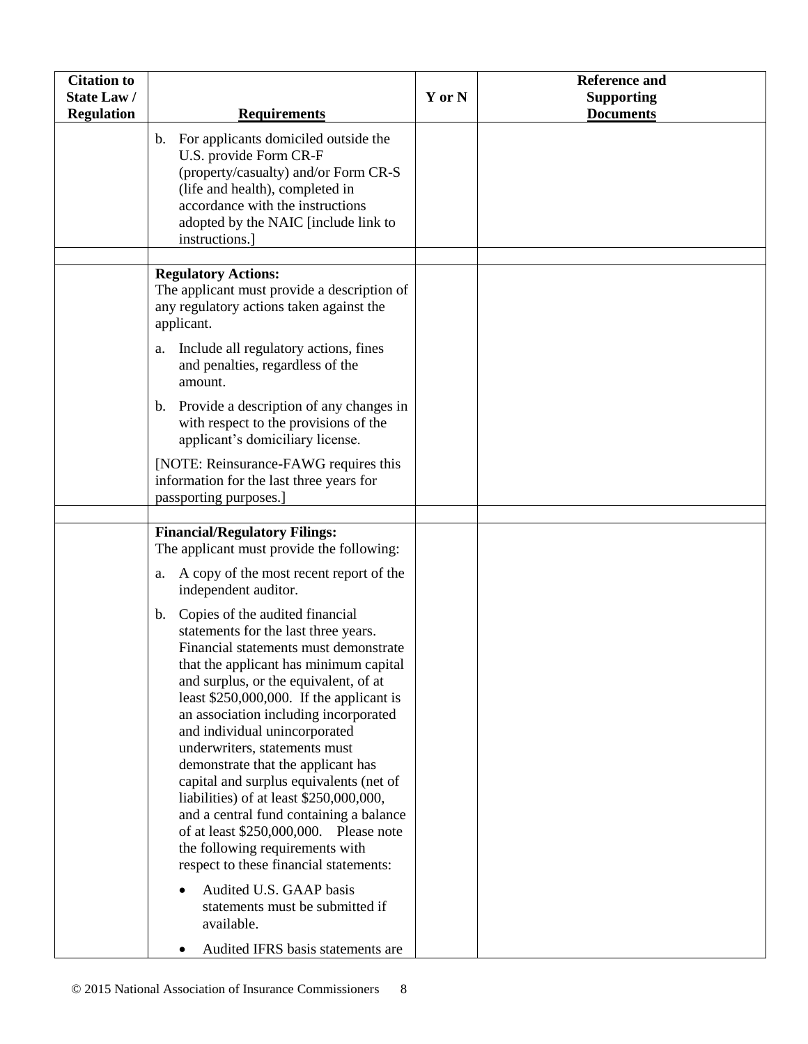| Citation to State Law / Regulation | Requirements | Y or N | Reference and Supporting Documents |
|---|---|---|---|
| | b. For applicants domiciled outside the U.S. provide Form CR-F (property/casualty) and/or Form CR-S (life and health), completed in accordance with the instructions adopted by the NAIC [include link to instructions.] | | |
| | | | |
| | **Regulatory Actions:**<br>The applicant must provide a description of any regulatory actions taken against the applicant.<br><br>a. Include all regulatory actions, fines and penalties, regardless of the amount.<br><br>b. Provide a description of any changes in with respect to the provisions of the applicant's domiciliary license.<br><br>[NOTE: Reinsurance-FAWG requires this information for the last three years for passporting purposes.] | | |
| | | | |
| | **Financial/Regulatory Filings:**<br>The applicant must provide the following:<br><br>a. A copy of the most recent report of the independent auditor.<br><br>b. Copies of the audited financial statements for the last three years. Financial statements must demonstrate that the applicant has minimum capital and surplus, or the equivalent, of at least $250,000,000. If the applicant is an association including incorporated and individual unincorporated underwriters, statements must demonstrate that the applicant has capital and surplus equivalents (net of liabilities) of at least $250,000,000, and a central fund containing a balance of at least $250,000,000. Please note the following requirements with respect to these financial statements:<br><br>• Audited U.S. GAAP basis statements must be submitted if available.<br><br>• Audited IFRS basis statements are | | |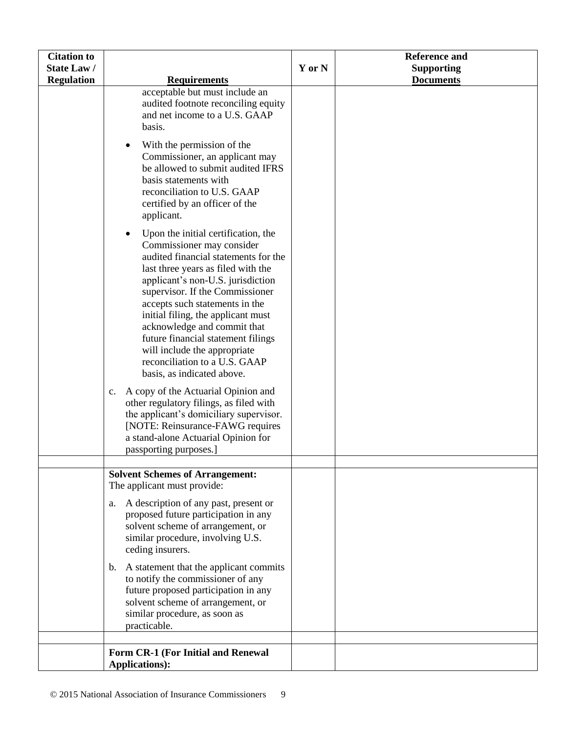| Citation to State Law / Regulation | Requirements | Y or N | Reference and Supporting Documents |
|---|---|---|---|
| | acceptable but must include an audited footnote reconciling equity and net income to a U.S. GAAP basis.<br><br>• With the permission of the Commissioner, an applicant may be allowed to submit audited IFRS basis statements with reconciliation to U.S. GAAP certified by an officer of the applicant.<br><br>• Upon the initial certification, the Commissioner may consider audited financial statements for the last three years as filed with the applicant's non-U.S. jurisdiction supervisor. If the Commissioner accepts such statements in the initial filing, the applicant must acknowledge and commit that future financial statement filings will include the appropriate reconciliation to a U.S. GAAP basis, as indicated above.<br><br>c. A copy of the Actuarial Opinion and other regulatory filings, as filed with the applicant's domiciliary supervisor. [NOTE: Reinsurance-FAWG requires a stand-alone Actuarial Opinion for passporting purposes.] | | |
| | | | |
| | **Solvent Schemes of Arrangement:**<br>The applicant must provide:<br><br>a. A description of any past, present or proposed future participation in any solvent scheme of arrangement, or similar procedure, involving U.S. ceding insurers.<br><br>b. A statement that the applicant commits to notify the commissioner of any future proposed participation in any solvent scheme of arrangement, or similar procedure, as soon as practicable. | | |
| | | | |
| | **Form CR-1 (For Initial and Renewal Applications):** | | |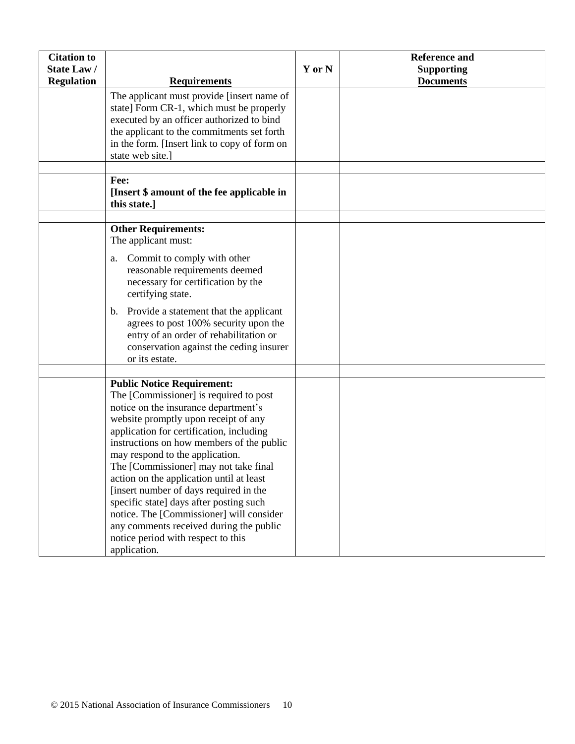| Citation to State Law / Regulation | Requirements | Y or N | Reference and Supporting Documents |
|---|---|---|---|
| | The applicant must provide [insert name of state] Form CR-1, which must be properly executed by an officer authorized to bind the applicant to the commitments set forth in the form. [Insert link to copy of form on state web site.] | | |
| | | | |
| | **Fee:** **[Insert $ amount of the fee applicable in this state.]** | | |
| | | | |
| | **Other Requirements:** The applicant must: a. Commit to comply with other reasonable requirements deemed necessary for certification by the certifying state. b. Provide a statement that the applicant agrees to post 100% security upon the entry of an order of rehabilitation or conservation against the ceding insurer or its estate. | | |
| | | | |
| | **Public Notice Requirement:** The [Commissioner] is required to post notice on the insurance department's website promptly upon receipt of any application for certification, including instructions on how members of the public may respond to the application. The [Commissioner] may not take final action on the application until at least [insert number of days required in the specific state] days after posting such notice. The [Commissioner] will consider any comments received during the public notice period with respect to this application. | | |

© 2015 National Association of Insurance Commissioners